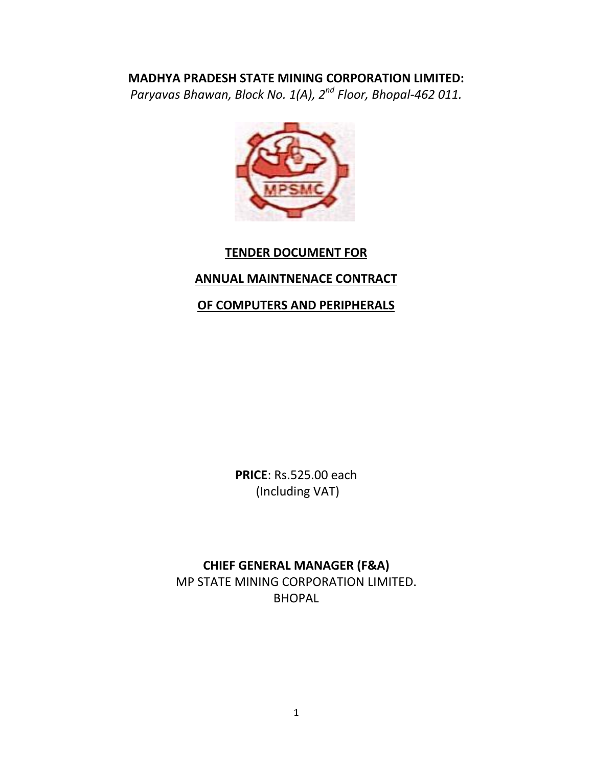**MADHYA PRADESH STATE MINING CORPORATION LIMITED:**

*Paryavas Bhawan, Block No. 1(A), 2nd Floor, Bhopal-462 011.*

# TENDER DOCUMENT FOR

# ANNUAL MAINTNENACE CONTRACT

# OF COMPUTERS AND PERIPHERALS

**PRICE**: Rs.525.00 each
(Including VAT)

**CHIEF GENERAL MANAGER (F&A)**
MP STATE MINING CORPORATION LIMITED.
BHOPAL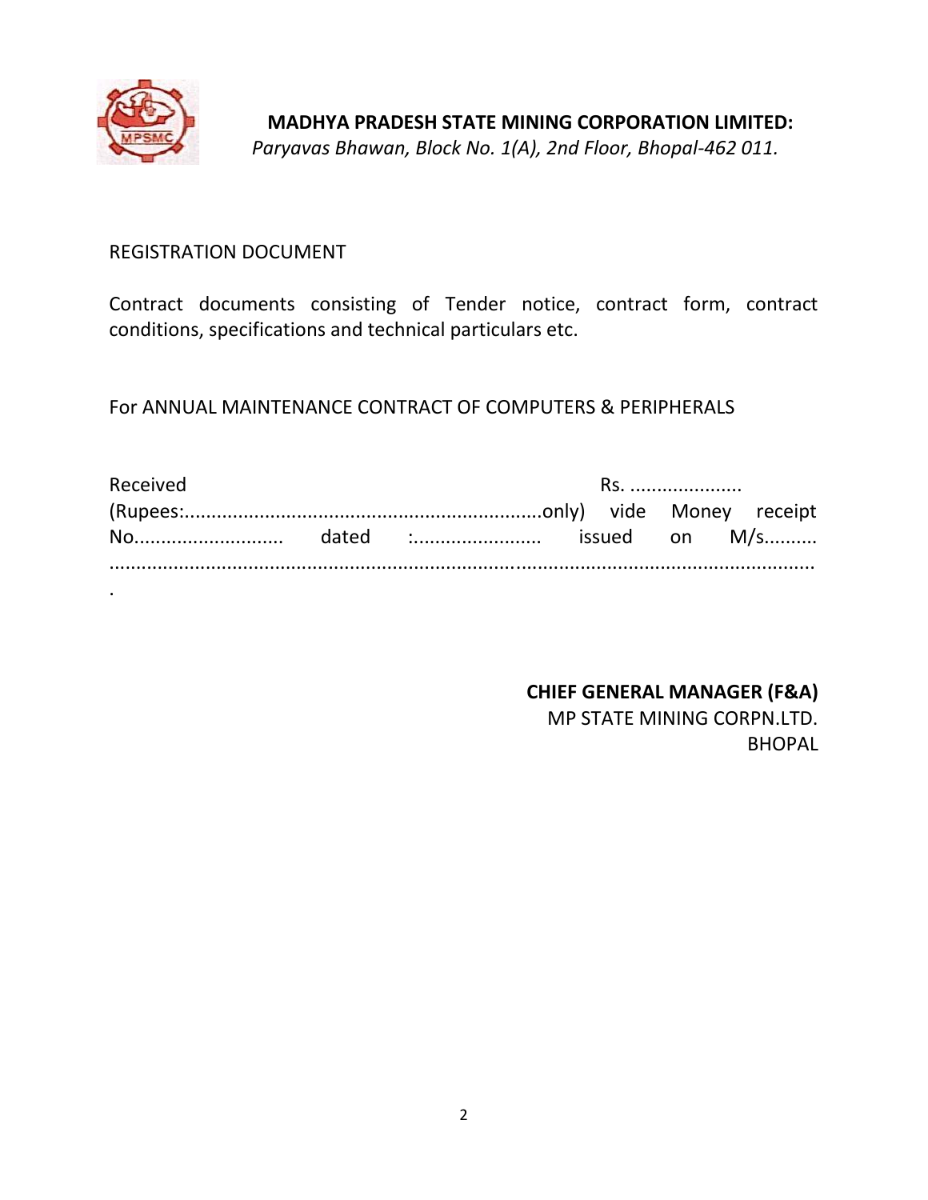**MADHYA PRADESH STATE MINING CORPORATION LIMITED:**
*Paryavas Bhawan, Block No. 1(A), 2nd Floor, Bhopal-462 011.*

REGISTRATION DOCUMENT

Contract documents consisting of Tender notice, contract form, contract conditions, specifications and technical particulars etc.

For ANNUAL MAINTENANCE CONTRACT OF COMPUTERS & PERIPHERALS

Received Rs. ..................... (Rupees:...................................................................only) vide Money receipt No............................ dated :........................ issued on M/s.......... ........................................................................................................................................ .

**CHIEF GENERAL MANAGER (F&A)**
MP STATE MINING CORPN.LTD.
BHOPAL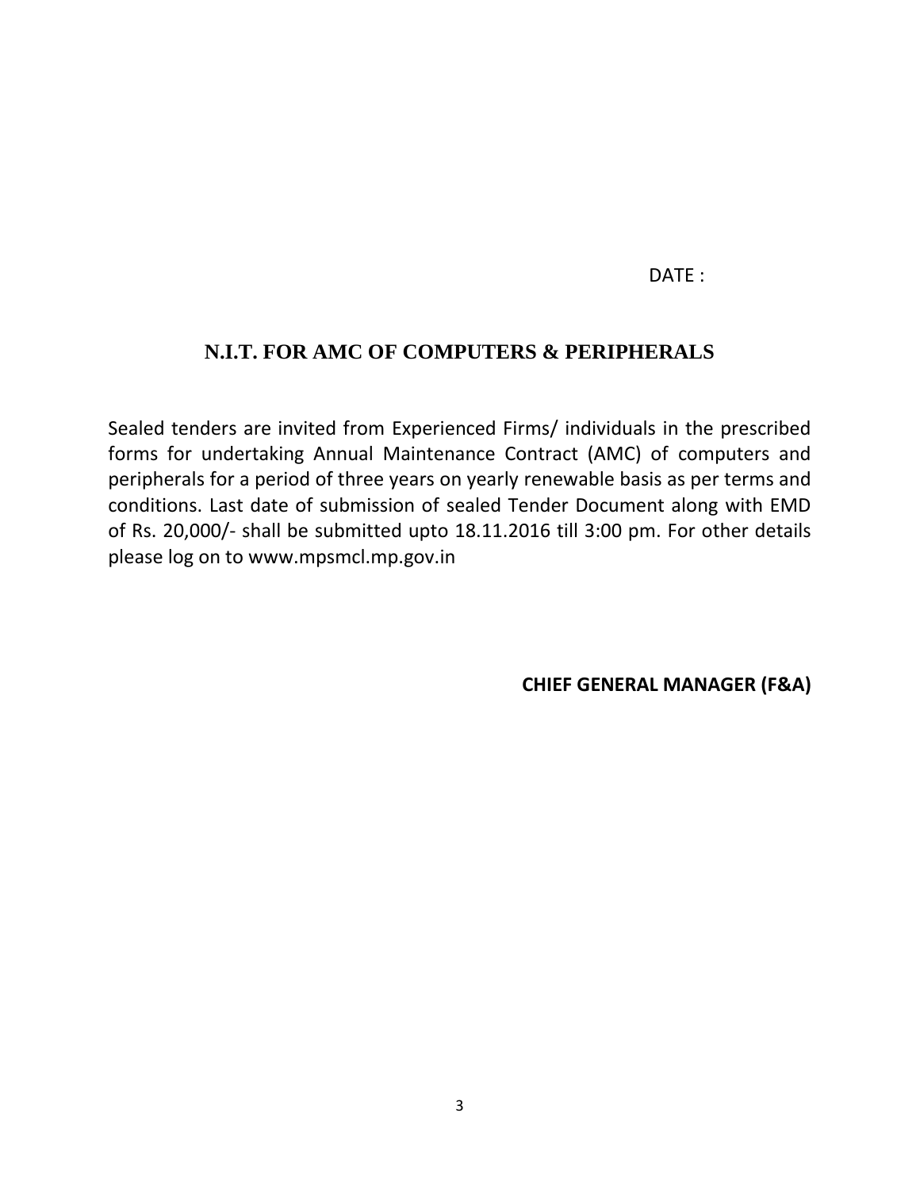DATE :

## N.I.T. FOR AMC OF COMPUTERS & PERIPHERALS

Sealed tenders are invited from Experienced Firms/ individuals in the prescribed forms for undertaking Annual Maintenance Contract (AMC) of computers and peripherals for a period of three years on yearly renewable basis as per terms and conditions. Last date of submission of sealed Tender Document along with EMD of Rs. 20,000/- shall be submitted upto 18.11.2016 till 3:00 pm. For other details please log on to www.mpsmcl.mp.gov.in

**CHIEF GENERAL MANAGER (F&A)**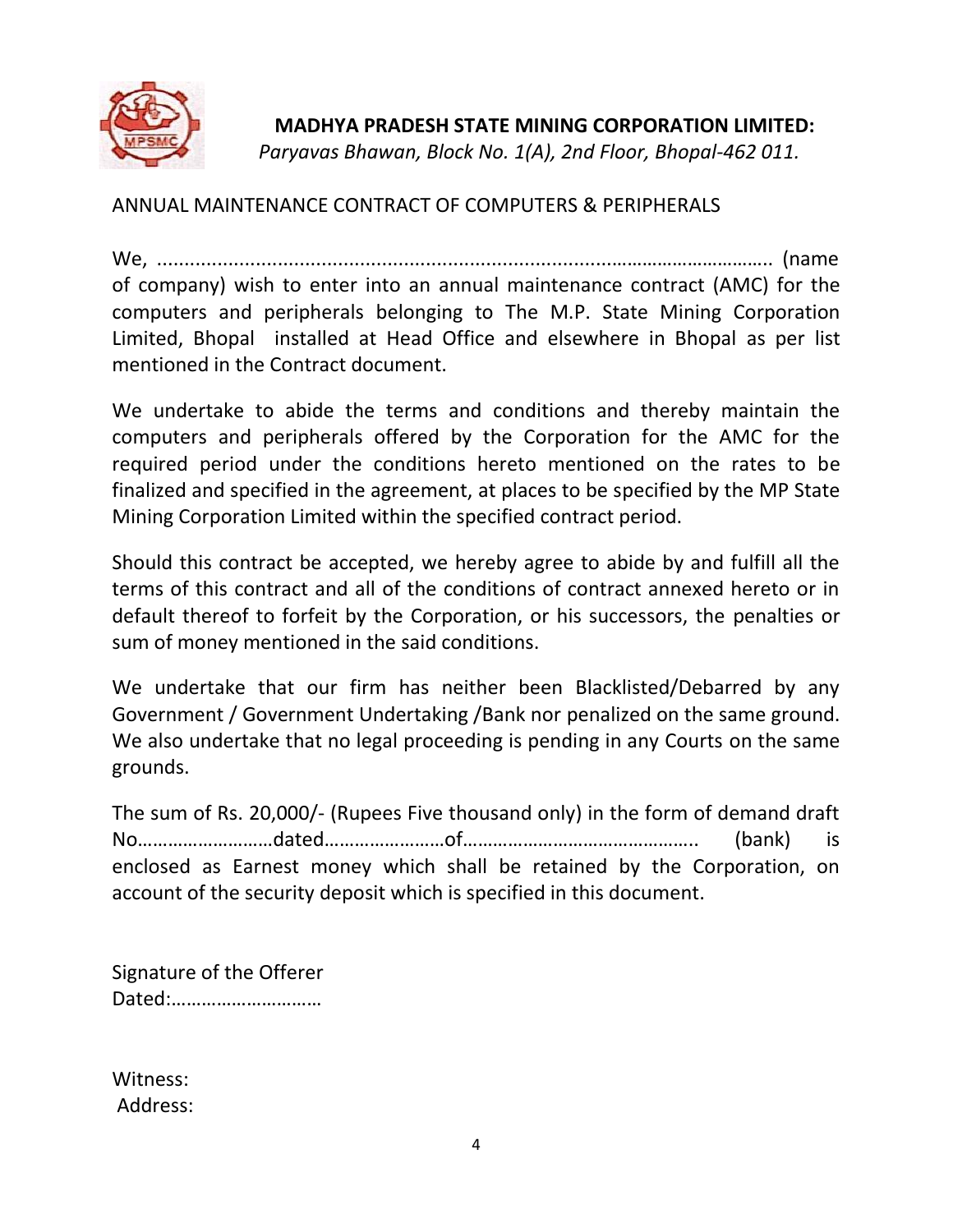**MADHYA PRADESH STATE MINING CORPORATION LIMITED:**
*Paryavas Bhawan, Block No. 1(A), 2nd Floor, Bhopal-462 011.*

ANNUAL MAINTENANCE CONTRACT OF COMPUTERS & PERIPHERALS

We, ........................................................................................................................ (name of company) wish to enter into an annual maintenance contract (AMC) for the computers and peripherals belonging to The M.P. State Mining Corporation Limited, Bhopal installed at Head Office and elsewhere in Bhopal as per list mentioned in the Contract document.

We undertake to abide the terms and conditions and thereby maintain the computers and peripherals offered by the Corporation for the AMC for the required period under the conditions hereto mentioned on the rates to be finalized and specified in the agreement, at places to be specified by the MP State Mining Corporation Limited within the specified contract period.

Should this contract be accepted, we hereby agree to abide by and fulfill all the terms of this contract and all of the conditions of contract annexed hereto or in default thereof to forfeit by the Corporation, or his successors, the penalties or sum of money mentioned in the said conditions.

We undertake that our firm has neither been Blacklisted/Debarred by any Government / Government Undertaking /Bank nor penalized on the same ground. We also undertake that no legal proceeding is pending in any Courts on the same grounds.

The sum of Rs. 20,000/- (Rupees Five thousand only) in the form of demand draft No……………………….dated……………………of……………………………………….. (bank) is enclosed as Earnest money which shall be retained by the Corporation, on account of the security deposit which is specified in this document.

Signature of the Offerer
Dated:…………………………

Witness:
Address: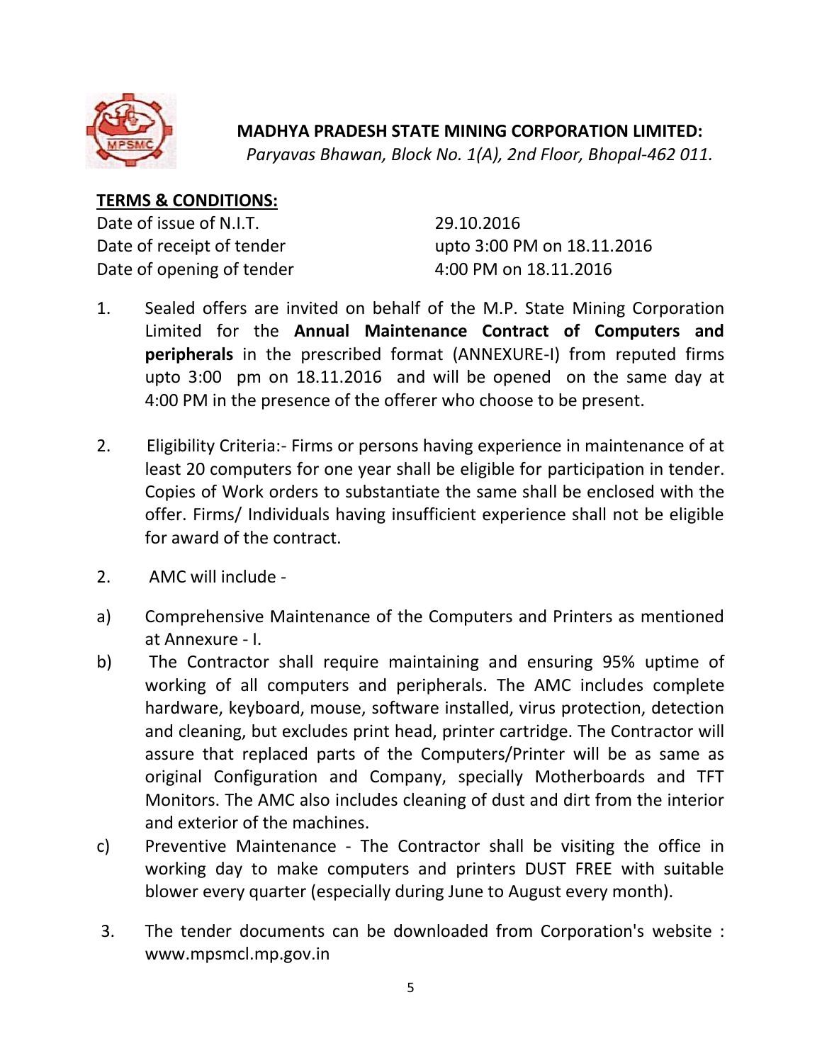**MADHYA PRADESH STATE MINING CORPORATION LIMITED:**
*Paryavas Bhawan, Block No. 1(A), 2nd Floor, Bhopal-462 011.*

**TERMS & CONDITIONS:**

| | |
|---|---|
| Date of issue of N.I.T. | 29.10.2016 |
| Date of receipt of tender | upto 3:00 PM on 18.11.2016 |
| Date of opening of tender | 4:00 PM on 18.11.2016 |

1. Sealed offers are invited on behalf of the M.P. State Mining Corporation Limited for the **Annual Maintenance Contract of Computers and peripherals** in the prescribed format (ANNEXURE-I) from reputed firms upto 3:00 pm on 18.11.2016 and will be opened on the same day at 4:00 PM in the presence of the offerer who choose to be present.

2. Eligibility Criteria:- Firms or persons having experience in maintenance of at least 20 computers for one year shall be eligible for participation in tender. Copies of Work orders to substantiate the same shall be enclosed with the offer. Firms/ Individuals having insufficient experience shall not be eligible for award of the contract.

2. AMC will include -

a) Comprehensive Maintenance of the Computers and Printers as mentioned at Annexure - I.

b) The Contractor shall require maintaining and ensuring 95% uptime of working of all computers and peripherals. The AMC includes complete hardware, keyboard, mouse, software installed, virus protection, detection and cleaning, but excludes print head, printer cartridge. The Contractor will assure that replaced parts of the Computers/Printer will be as same as original Configuration and Company, specially Motherboards and TFT Monitors. The AMC also includes cleaning of dust and dirt from the interior and exterior of the machines.

c) Preventive Maintenance - The Contractor shall be visiting the office in working day to make computers and printers DUST FREE with suitable blower every quarter (especially during June to August every month).

3. The tender documents can be downloaded from Corporation's website : www.mpsmcl.mp.gov.in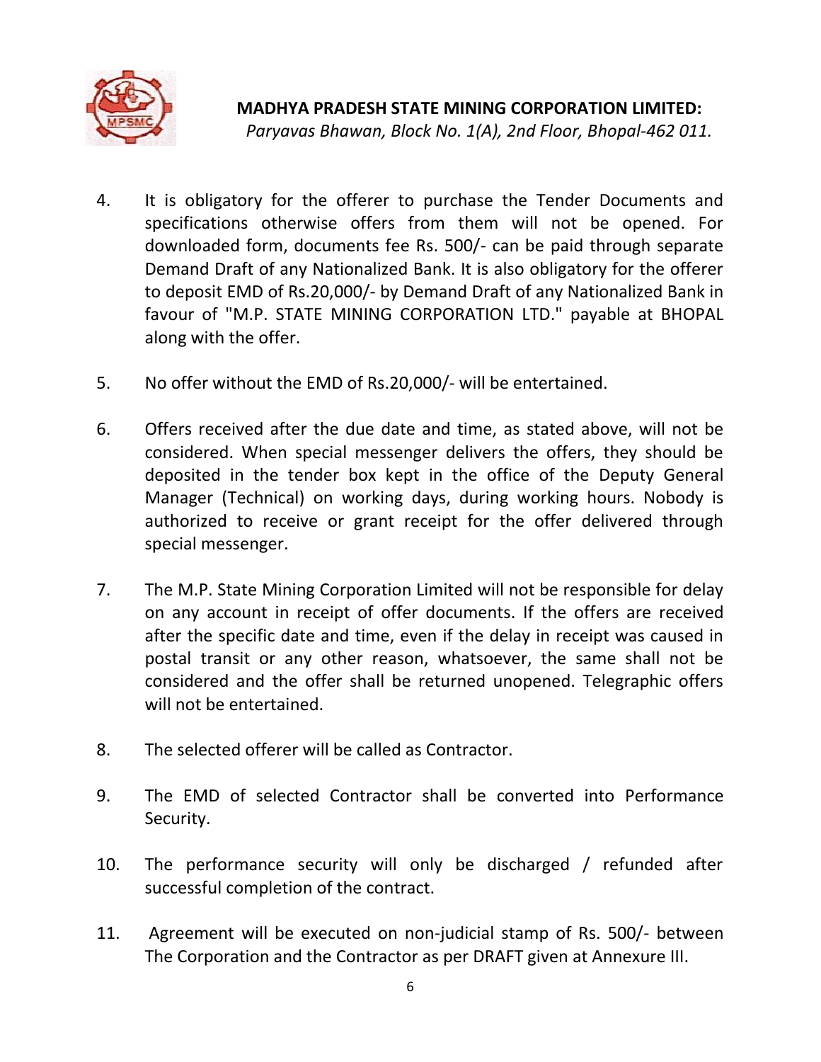4. It is obligatory for the offerer to purchase the Tender Documents and specifications otherwise offers from them will not be opened. For downloaded form, documents fee Rs. 500/- can be paid through separate Demand Draft of any Nationalized Bank. It is also obligatory for the offerer to deposit EMD of Rs.20,000/- by Demand Draft of any Nationalized Bank in favour of "M.P. STATE MINING CORPORATION LTD." payable at BHOPAL along with the offer.

5. No offer without the EMD of Rs.20,000/- will be entertained.

6. Offers received after the due date and time, as stated above, will not be considered. When special messenger delivers the offers, they should be deposited in the tender box kept in the office of the Deputy General Manager (Technical) on working days, during working hours. Nobody is authorized to receive or grant receipt for the offer delivered through special messenger.

7. The M.P. State Mining Corporation Limited will not be responsible for delay on any account in receipt of offer documents. If the offers are received after the specific date and time, even if the delay in receipt was caused in postal transit or any other reason, whatsoever, the same shall not be considered and the offer shall be returned unopened. Telegraphic offers will not be entertained.

8. The selected offerer will be called as Contractor.

9. The EMD of selected Contractor shall be converted into Performance Security.

10. The performance security will only be discharged / refunded after successful completion of the contract.

11. Agreement will be executed on non-judicial stamp of Rs. 500/- between The Corporation and the Contractor as per DRAFT given at Annexure III.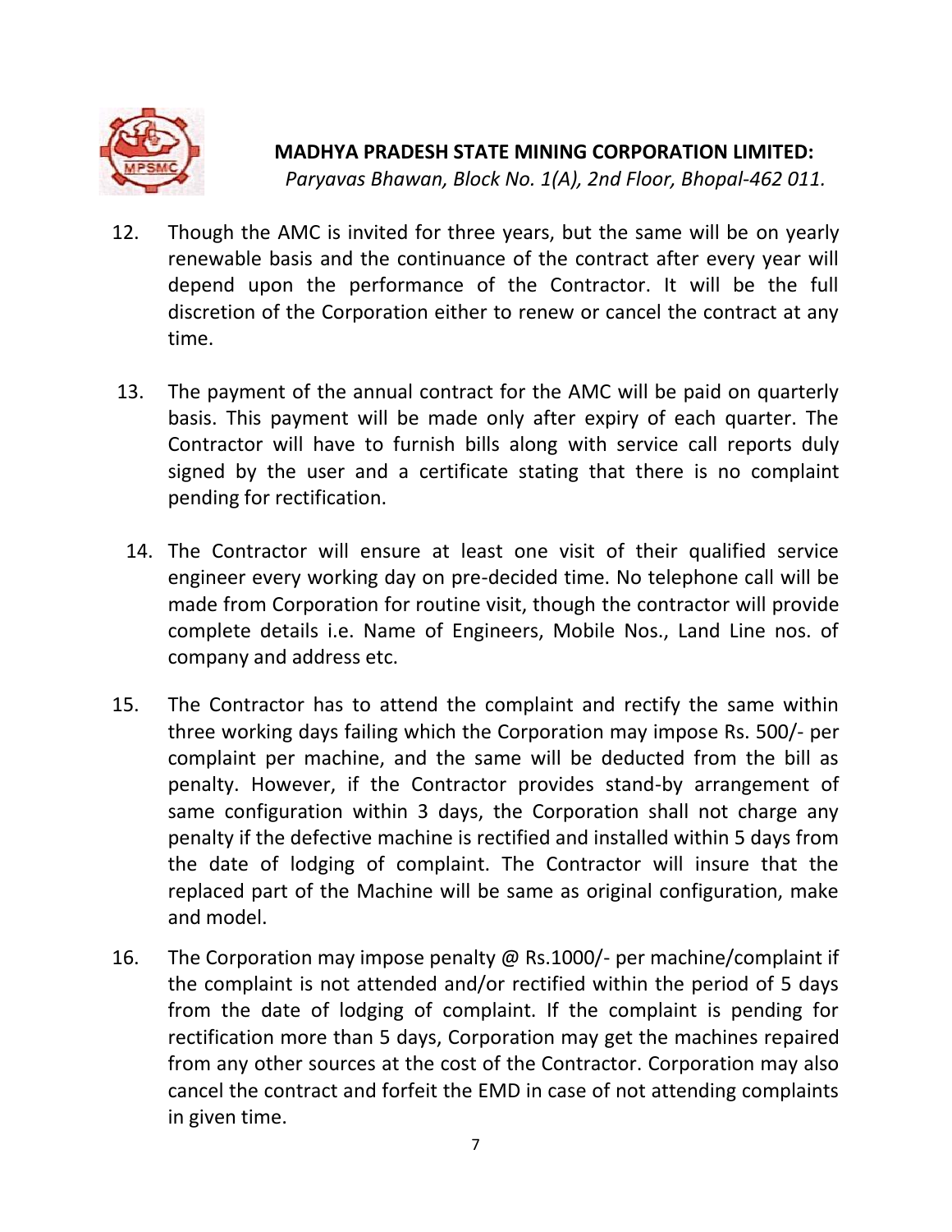**MADHYA PRADESH STATE MINING CORPORATION LIMITED:**
*Paryavas Bhawan, Block No. 1(A), 2nd Floor, Bhopal-462 011.*

12. Though the AMC is invited for three years, but the same will be on yearly renewable basis and the continuance of the contract after every year will depend upon the performance of the Contractor. It will be the full discretion of the Corporation either to renew or cancel the contract at any time.

13. The payment of the annual contract for the AMC will be paid on quarterly basis. This payment will be made only after expiry of each quarter. The Contractor will have to furnish bills along with service call reports duly signed by the user and a certificate stating that there is no complaint pending for rectification.

14. The Contractor will ensure at least one visit of their qualified service engineer every working day on pre-decided time. No telephone call will be made from Corporation for routine visit, though the contractor will provide complete details i.e. Name of Engineers, Mobile Nos., Land Line nos. of company and address etc.

15. The Contractor has to attend the complaint and rectify the same within three working days failing which the Corporation may impose Rs. 500/- per complaint per machine, and the same will be deducted from the bill as penalty. However, if the Contractor provides stand-by arrangement of same configuration within 3 days, the Corporation shall not charge any penalty if the defective machine is rectified and installed within 5 days from the date of lodging of complaint. The Contractor will insure that the replaced part of the Machine will be same as original configuration, make and model.

16. The Corporation may impose penalty @ Rs.1000/- per machine/complaint if the complaint is not attended and/or rectified within the period of 5 days from the date of lodging of complaint. If the complaint is pending for rectification more than 5 days, Corporation may get the machines repaired from any other sources at the cost of the Contractor. Corporation may also cancel the contract and forfeit the EMD in case of not attending complaints in given time.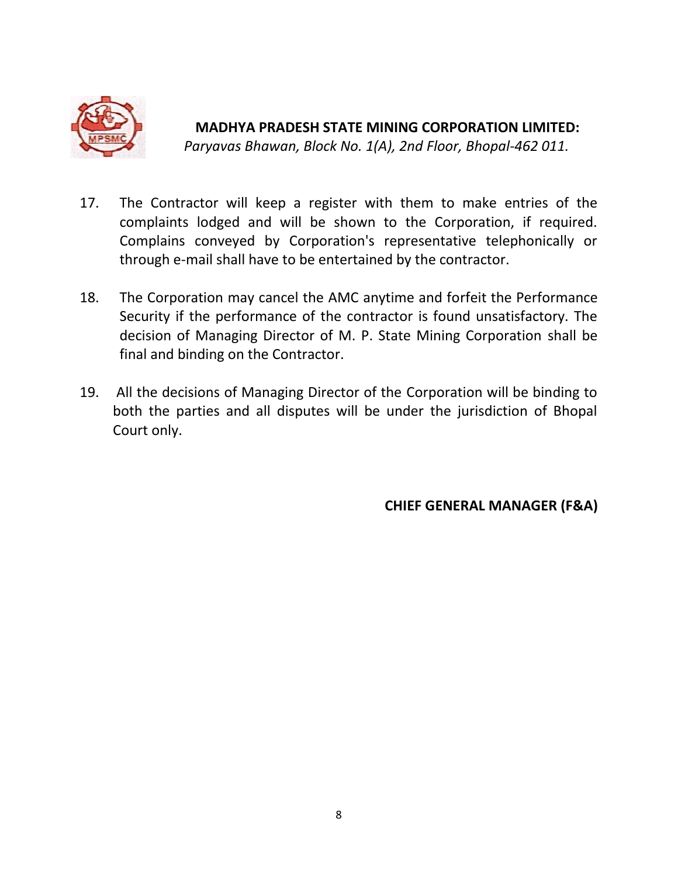**MADHYA PRADESH STATE MINING CORPORATION LIMITED:**
*Paryavas Bhawan, Block No. 1(A), 2nd Floor, Bhopal-462 011.*

17. The Contractor will keep a register with them to make entries of the complaints lodged and will be shown to the Corporation, if required. Complains conveyed by Corporation's representative telephonically or through e-mail shall have to be entertained by the contractor.

18. The Corporation may cancel the AMC anytime and forfeit the Performance Security if the performance of the contractor is found unsatisfactory. The decision of Managing Director of M. P. State Mining Corporation shall be final and binding on the Contractor.

19. All the decisions of Managing Director of the Corporation will be binding to both the parties and all disputes will be under the jurisdiction of Bhopal Court only.

**CHIEF GENERAL MANAGER (F&A)**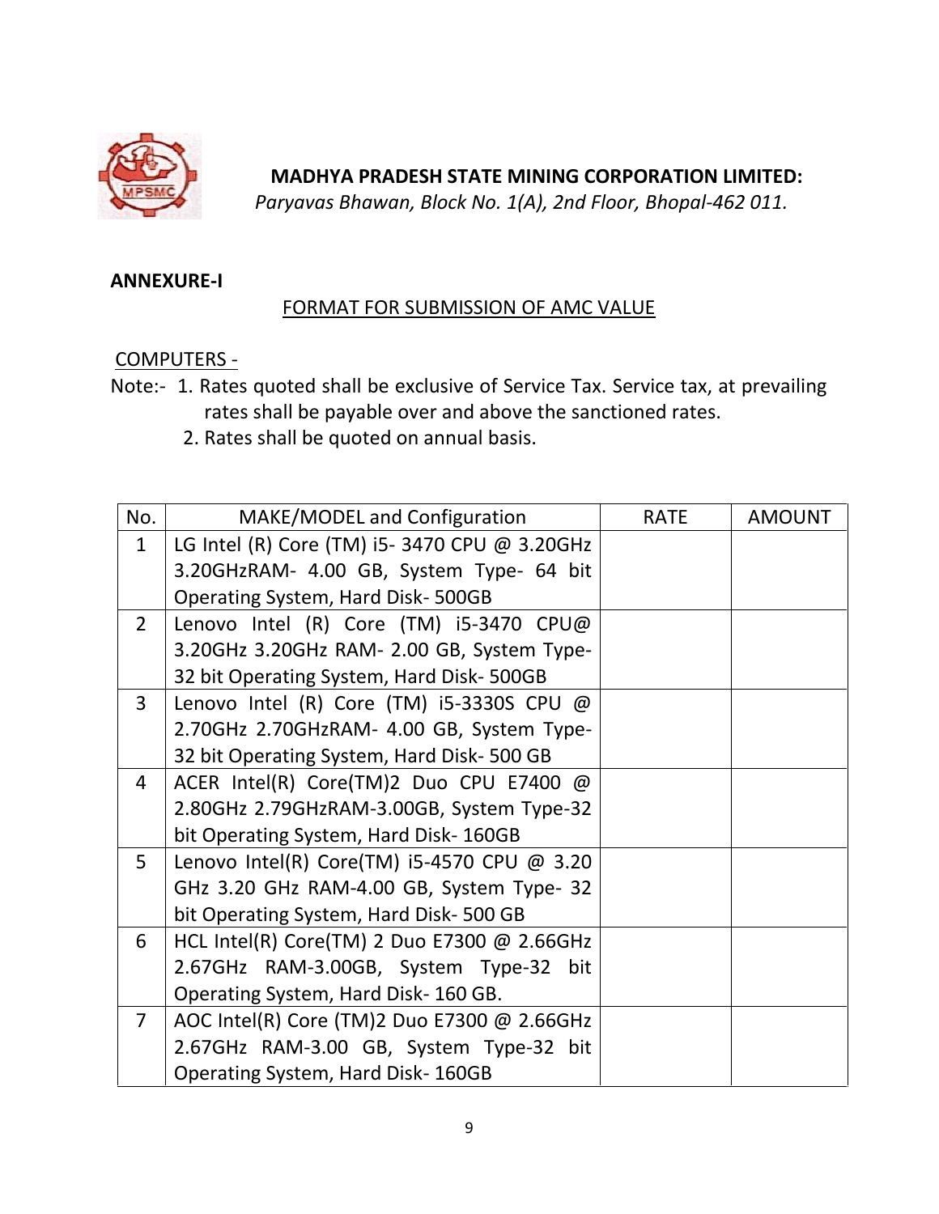**MADHYA PRADESH STATE MINING CORPORATION LIMITED:**

*Paryavas Bhawan, Block No. 1(A), 2nd Floor, Bhopal-462 011.*

**ANNEXURE-I**

FORMAT FOR SUBMISSION OF AMC VALUE

COMPUTERS -

Note:- 1. Rates quoted shall be exclusive of Service Tax. Service tax, at prevailing rates shall be payable over and above the sanctioned rates.

2. Rates shall be quoted on annual basis.

| No. | MAKE/MODEL and Configuration | RATE | AMOUNT |
|---|---|---|---|
| 1 | LG Intel (R) Core (TM) i5- 3470 CPU @ 3.20GHz 3.20GHzRAM- 4.00 GB, System Type- 64 bit Operating System, Hard Disk- 500GB | | |
| 2 | Lenovo Intel (R) Core (TM) i5-3470 CPU@ 3.20GHz 3.20GHz RAM- 2.00 GB, System Type-32 bit Operating System, Hard Disk- 500GB | | |
| 3 | Lenovo Intel (R) Core (TM) i5-3330S CPU @ 2.70GHz 2.70GHzRAM- 4.00 GB, System Type-32 bit Operating System, Hard Disk- 500 GB | | |
| 4 | ACER Intel(R) Core(TM)2 Duo CPU E7400 @ 2.80GHz 2.79GHzRAM-3.00GB, System Type-32 bit Operating System, Hard Disk- 160GB | | |
| 5 | Lenovo Intel(R) Core(TM) i5-4570 CPU @ 3.20 GHz 3.20 GHz RAM-4.00 GB, System Type- 32 bit Operating System, Hard Disk- 500 GB | | |
| 6 | HCL Intel(R) Core(TM) 2 Duo E7300 @ 2.66GHz 2.67GHz RAM-3.00GB, System Type-32 bit Operating System, Hard Disk- 160 GB. | | |
| 7 | AOC Intel(R) Core (TM)2 Duo E7300 @ 2.66GHz 2.67GHz RAM-3.00 GB, System Type-32 bit Operating System, Hard Disk- 160GB | | |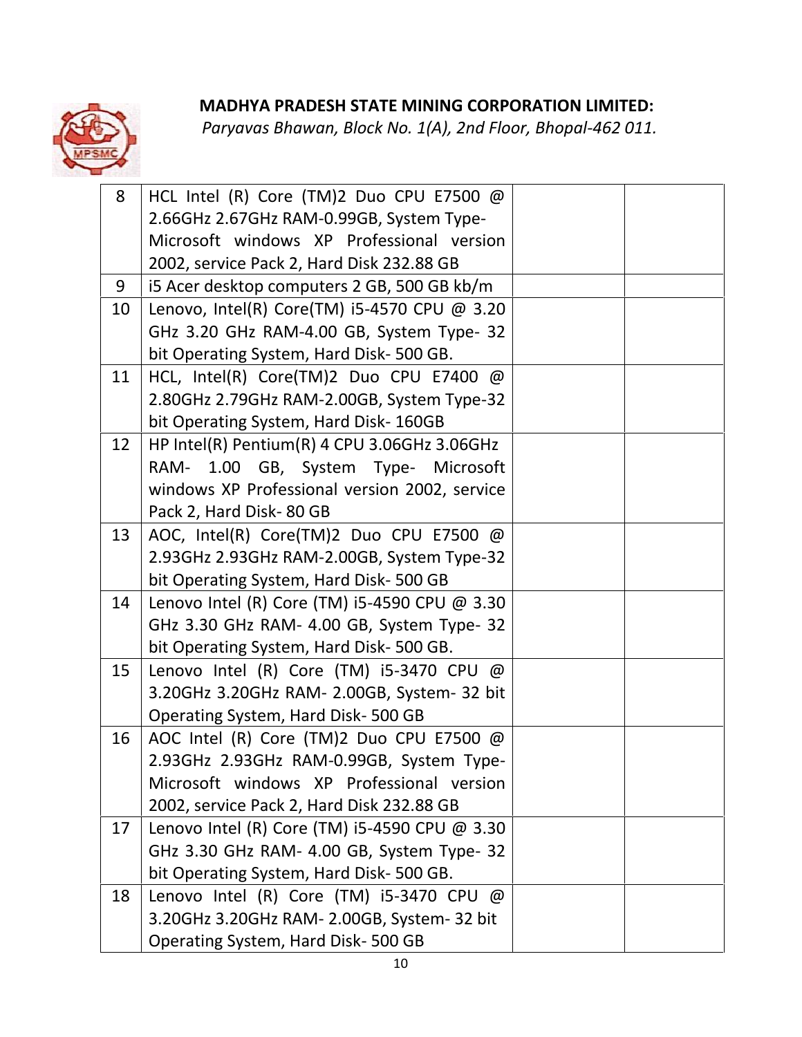**MADHYA PRADESH STATE MINING CORPORATION LIMITED:**

*Paryavas Bhawan, Block No. 1(A), 2nd Floor, Bhopal-462 011.*

| | | | |
|---|---|---|---|
| 8 | HCL Intel (R) Core (TM)2 Duo CPU E7500 @ 2.66GHz 2.67GHz RAM-0.99GB, System Type- Microsoft windows XP Professional version 2002, service Pack 2, Hard Disk 232.88 GB | | |
| 9 | i5 Acer desktop computers 2 GB, 500 GB kb/m | | |
| 10 | Lenovo, Intel(R) Core(TM) i5-4570 CPU @ 3.20 GHz 3.20 GHz RAM-4.00 GB, System Type- 32 bit Operating System, Hard Disk- 500 GB. | | |
| 11 | HCL, Intel(R) Core(TM)2 Duo CPU E7400 @ 2.80GHz 2.79GHz RAM-2.00GB, System Type-32 bit Operating System, Hard Disk- 160GB | | |
| 12 | HP Intel(R) Pentium(R) 4 CPU 3.06GHz 3.06GHz RAM- 1.00 GB, System Type- Microsoft windows XP Professional version 2002, service Pack 2, Hard Disk- 80 GB | | |
| 13 | AOC, Intel(R) Core(TM)2 Duo CPU E7500 @ 2.93GHz 2.93GHz RAM-2.00GB, System Type-32 bit Operating System, Hard Disk- 500 GB | | |
| 14 | Lenovo Intel (R) Core (TM) i5-4590 CPU @ 3.30 GHz 3.30 GHz RAM- 4.00 GB, System Type- 32 bit Operating System, Hard Disk- 500 GB. | | |
| 15 | Lenovo Intel (R) Core (TM) i5-3470 CPU @ 3.20GHz 3.20GHz RAM- 2.00GB, System- 32 bit Operating System, Hard Disk- 500 GB | | |
| 16 | AOC Intel (R) Core (TM)2 Duo CPU E7500 @ 2.93GHz 2.93GHz RAM-0.99GB, System Type- Microsoft windows XP Professional version 2002, service Pack 2, Hard Disk 232.88 GB | | |
| 17 | Lenovo Intel (R) Core (TM) i5-4590 CPU @ 3.30 GHz 3.30 GHz RAM- 4.00 GB, System Type- 32 bit Operating System, Hard Disk- 500 GB. | | |
| 18 | Lenovo Intel (R) Core (TM) i5-3470 CPU @ 3.20GHz 3.20GHz RAM- 2.00GB, System- 32 bit Operating System, Hard Disk- 500 GB | | |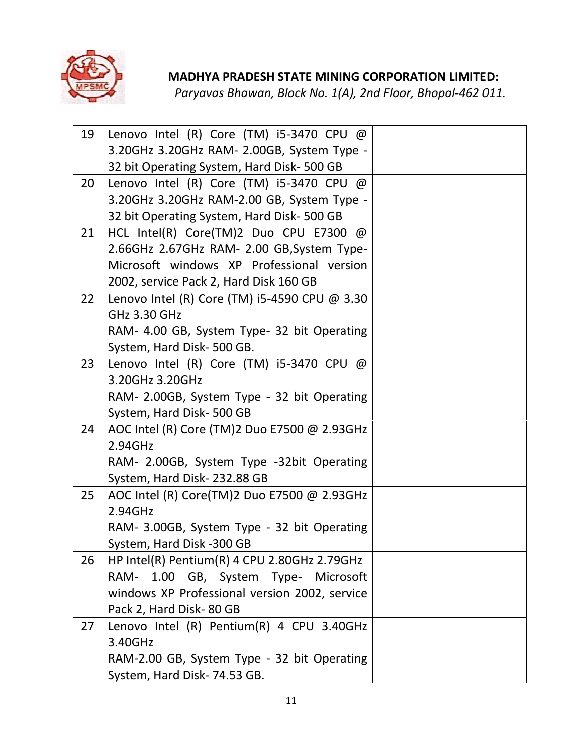**MADHYA PRADESH STATE MINING CORPORATION LIMITED:**
*Paryavas Bhawan, Block No. 1(A), 2nd Floor, Bhopal-462 011.*

| | | | |
|---|---|---|---|
| 19 | Lenovo Intel (R) Core (TM) i5-3470 CPU @ 3.20GHz 3.20GHz RAM- 2.00GB, System Type - 32 bit Operating System, Hard Disk- 500 GB | | |
| 20 | Lenovo Intel (R) Core (TM) i5-3470 CPU @ 3.20GHz 3.20GHz RAM-2.00 GB, System Type - 32 bit Operating System, Hard Disk- 500 GB | | |
| 21 | HCL Intel(R) Core(TM)2 Duo CPU E7300 @ 2.66GHz 2.67GHz RAM- 2.00 GB,System Type- Microsoft windows XP Professional version 2002, service Pack 2, Hard Disk 160 GB | | |
| 22 | Lenovo Intel (R) Core (TM) i5-4590 CPU @ 3.30 GHz 3.30 GHz RAM- 4.00 GB, System Type- 32 bit Operating System, Hard Disk- 500 GB. | | |
| 23 | Lenovo Intel (R) Core (TM) i5-3470 CPU @ 3.20GHz 3.20GHz RAM- 2.00GB, System Type - 32 bit Operating System, Hard Disk- 500 GB | | |
| 24 | AOC Intel (R) Core (TM)2 Duo E7500 @ 2.93GHz 2.94GHz RAM- 2.00GB, System Type -32bit Operating System, Hard Disk- 232.88 GB | | |
| 25 | AOC Intel (R) Core(TM)2 Duo E7500 @ 2.93GHz 2.94GHz RAM- 3.00GB, System Type - 32 bit Operating System, Hard Disk -300 GB | | |
| 26 | HP Intel(R) Pentium(R) 4 CPU 2.80GHz 2.79GHz RAM- 1.00 GB, System Type- Microsoft windows XP Professional version 2002, service Pack 2, Hard Disk- 80 GB | | |
| 27 | Lenovo Intel (R) Pentium(R) 4 CPU 3.40GHz 3.40GHz RAM-2.00 GB, System Type - 32 bit Operating System, Hard Disk- 74.53 GB. | | |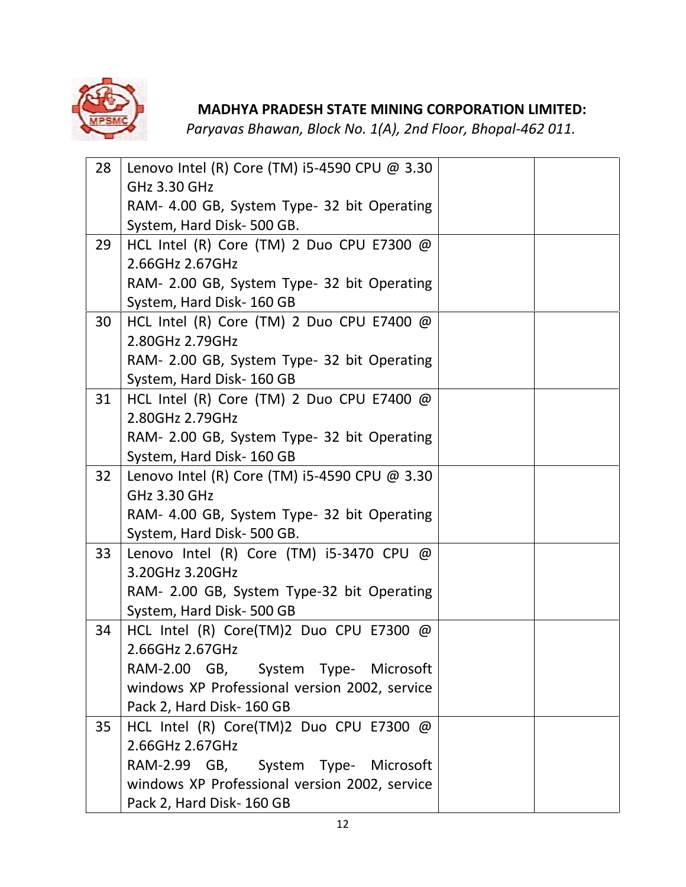**MADHYA PRADESH STATE MINING CORPORATION LIMITED:**

*Paryavas Bhawan, Block No. 1(A), 2nd Floor, Bhopal-462 011.*

| | | | |
|---|---|---|---|
| 28 | Lenovo Intel (R) Core (TM) i5-4590 CPU @ 3.30 GHz 3.30 GHz<br>RAM- 4.00 GB, System Type- 32 bit Operating System, Hard Disk- 500 GB. | | |
| 29 | HCL Intel (R) Core (TM) 2 Duo CPU E7300 @ 2.66GHz 2.67GHz<br>RAM- 2.00 GB, System Type- 32 bit Operating System, Hard Disk- 160 GB | | |
| 30 | HCL Intel (R) Core (TM) 2 Duo CPU E7400 @ 2.80GHz 2.79GHz<br>RAM- 2.00 GB, System Type- 32 bit Operating System, Hard Disk- 160 GB | | |
| 31 | HCL Intel (R) Core (TM) 2 Duo CPU E7400 @ 2.80GHz 2.79GHz<br>RAM- 2.00 GB, System Type- 32 bit Operating System, Hard Disk- 160 GB | | |
| 32 | Lenovo Intel (R) Core (TM) i5-4590 CPU @ 3.30 GHz 3.30 GHz<br>RAM- 4.00 GB, System Type- 32 bit Operating System, Hard Disk- 500 GB. | | |
| 33 | Lenovo Intel (R) Core (TM) i5-3470 CPU @ 3.20GHz 3.20GHz<br>RAM- 2.00 GB, System Type-32 bit Operating System, Hard Disk- 500 GB | | |
| 34 | HCL Intel (R) Core(TM)2 Duo CPU E7300 @ 2.66GHz 2.67GHz<br>RAM-2.00 GB, System Type- Microsoft windows XP Professional version 2002, service Pack 2, Hard Disk- 160 GB | | |
| 35 | HCL Intel (R) Core(TM)2 Duo CPU E7300 @ 2.66GHz 2.67GHz<br>RAM-2.99 GB, System Type- Microsoft windows XP Professional version 2002, service Pack 2, Hard Disk- 160 GB | | |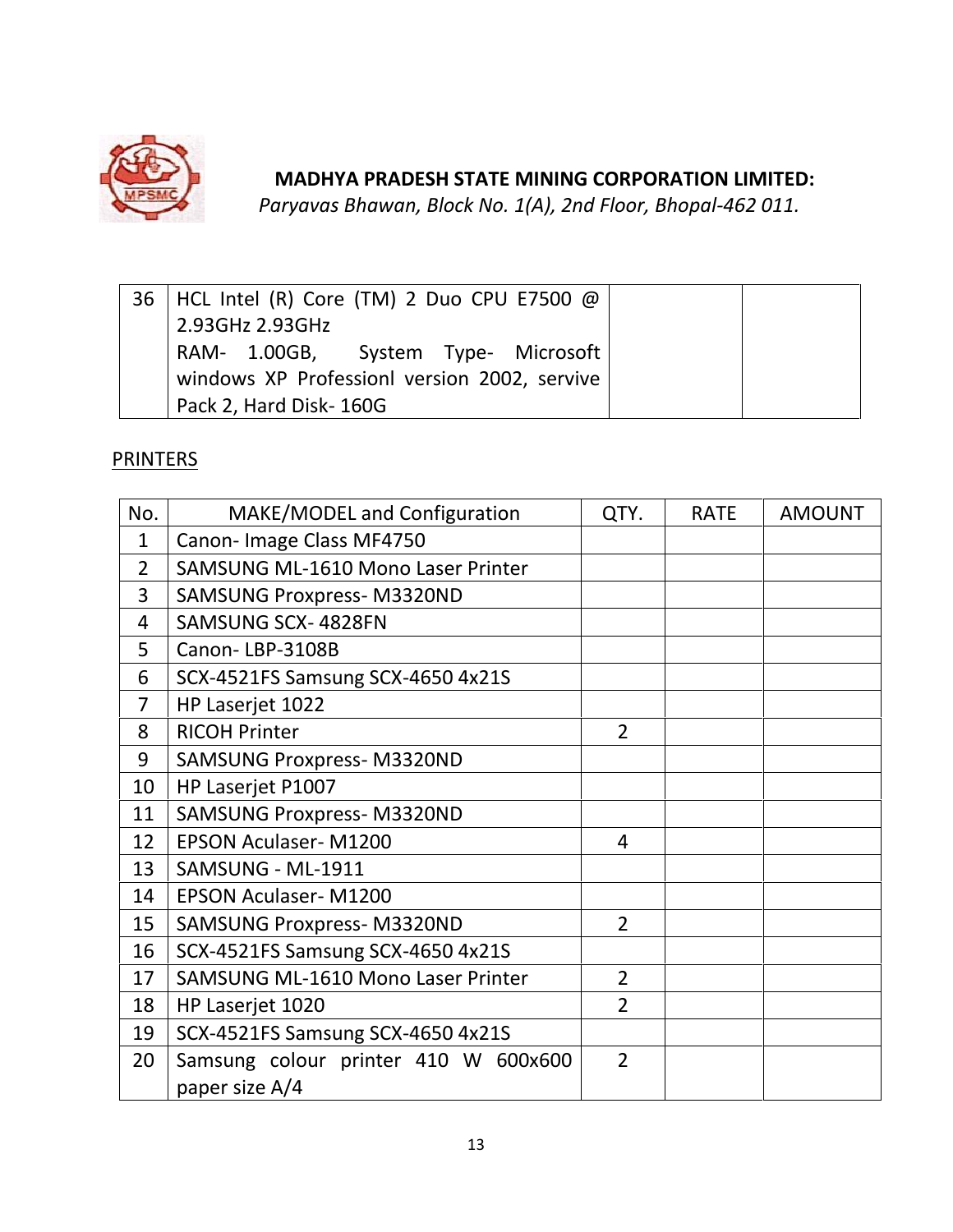**MADHYA PRADESH STATE MINING CORPORATION LIMITED:**
*Paryavas Bhawan, Block No. 1(A), 2nd Floor, Bhopal-462 011.*

| | | | |
|---|---|---|---|
| 36 | HCL Intel (R) Core (TM) 2 Duo CPU E7500 @ 2.93GHz 2.93GHz RAM- 1.00GB, System Type- Microsoft windows XP Professionl version 2002, servive Pack 2, Hard Disk- 160G | | |

PRINTERS

| No. | MAKE/MODEL and Configuration | QTY. | RATE | AMOUNT |
|---|---|---|---|---|
| 1 | Canon- Image Class MF4750 | | | |
| 2 | SAMSUNG ML-1610 Mono Laser Printer | | | |
| 3 | SAMSUNG Proxpress- M3320ND | | | |
| 4 | SAMSUNG SCX- 4828FN | | | |
| 5 | Canon- LBP-3108B | | | |
| 6 | SCX-4521FS Samsung SCX-4650 4x21S | | | |
| 7 | HP Laserjet 1022 | | | |
| 8 | RICOH Printer | 2 | | |
| 9 | SAMSUNG Proxpress- M3320ND | | | |
| 10 | HP Laserjet P1007 | | | |
| 11 | SAMSUNG Proxpress- M3320ND | | | |
| 12 | EPSON Aculaser- M1200 | 4 | | |
| 13 | SAMSUNG - ML-1911 | | | |
| 14 | EPSON Aculaser- M1200 | | | |
| 15 | SAMSUNG Proxpress- M3320ND | 2 | | |
| 16 | SCX-4521FS Samsung SCX-4650 4x21S | | | |
| 17 | SAMSUNG ML-1610 Mono Laser Printer | 2 | | |
| 18 | HP Laserjet 1020 | 2 | | |
| 19 | SCX-4521FS Samsung SCX-4650 4x21S | | | |
| 20 | Samsung colour printer 410 W 600x600 paper size A/4 | 2 | | |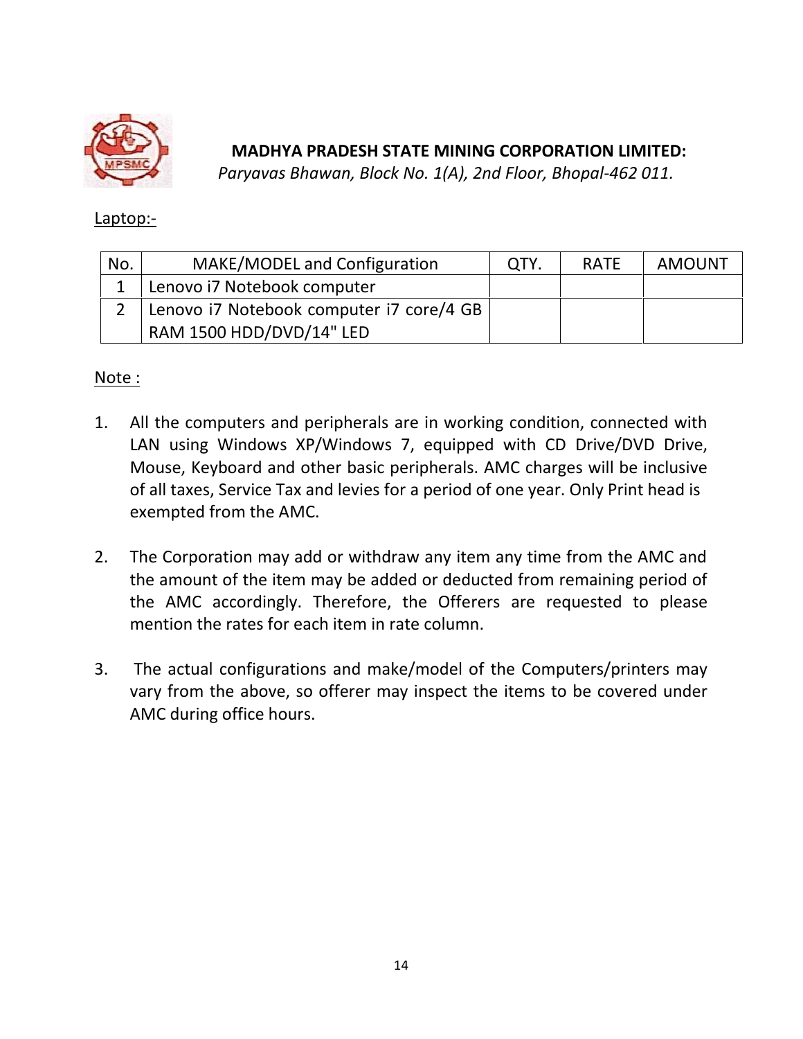**MADHYA PRADESH STATE MINING CORPORATION LIMITED:**

*Paryavas Bhawan, Block No. 1(A), 2nd Floor, Bhopal-462 011.*

Laptop:-

| No. | MAKE/MODEL and Configuration | QTY. | RATE | AMOUNT |
|---|---|---|---|---|
| 1 | Lenovo i7 Notebook computer | | | |
| 2 | Lenovo i7 Notebook computer i7 core/4 GB RAM 1500 HDD/DVD/14" LED | | | |

Note :

1. All the computers and peripherals are in working condition, connected with LAN using Windows XP/Windows 7, equipped with CD Drive/DVD Drive, Mouse, Keyboard and other basic peripherals. AMC charges will be inclusive of all taxes, Service Tax and levies for a period of one year. Only Print head is exempted from the AMC.

2. The Corporation may add or withdraw any item any time from the AMC and the amount of the item may be added or deducted from remaining period of the AMC accordingly. Therefore, the Offerers are requested to please mention the rates for each item in rate column.

3. The actual configurations and make/model of the Computers/printers may vary from the above, so offerer may inspect the items to be covered under AMC during office hours.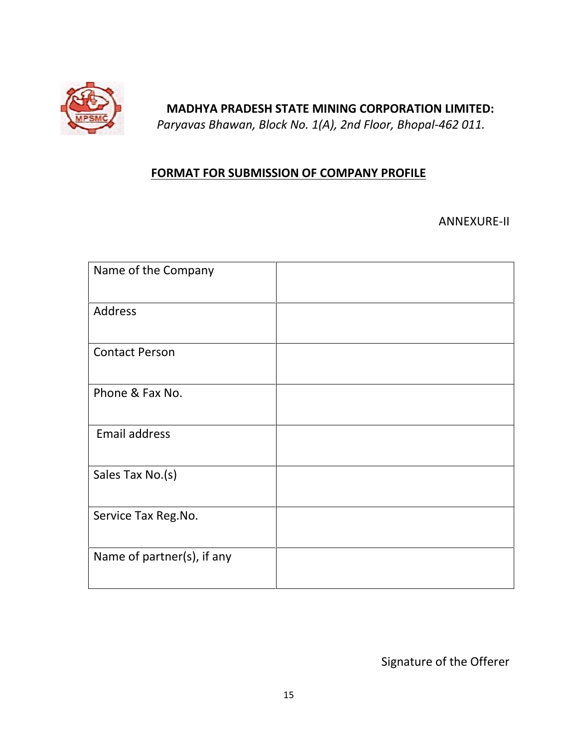**MADHYA PRADESH STATE MINING CORPORATION LIMITED:**

*Paryavas Bhawan, Block No. 1(A), 2nd Floor, Bhopal-462 011.*

## FORMAT FOR SUBMISSION OF COMPANY PROFILE

ANNEXURE-II

| | |
|---|---|
| Name of the Company | |
| Address | |
| Contact Person | |
| Phone & Fax No. | |
| Email address | |
| Sales Tax No.(s) | |
| Service Tax Reg.No. | |
| Name of partner(s), if any | |

Signature of the Offerer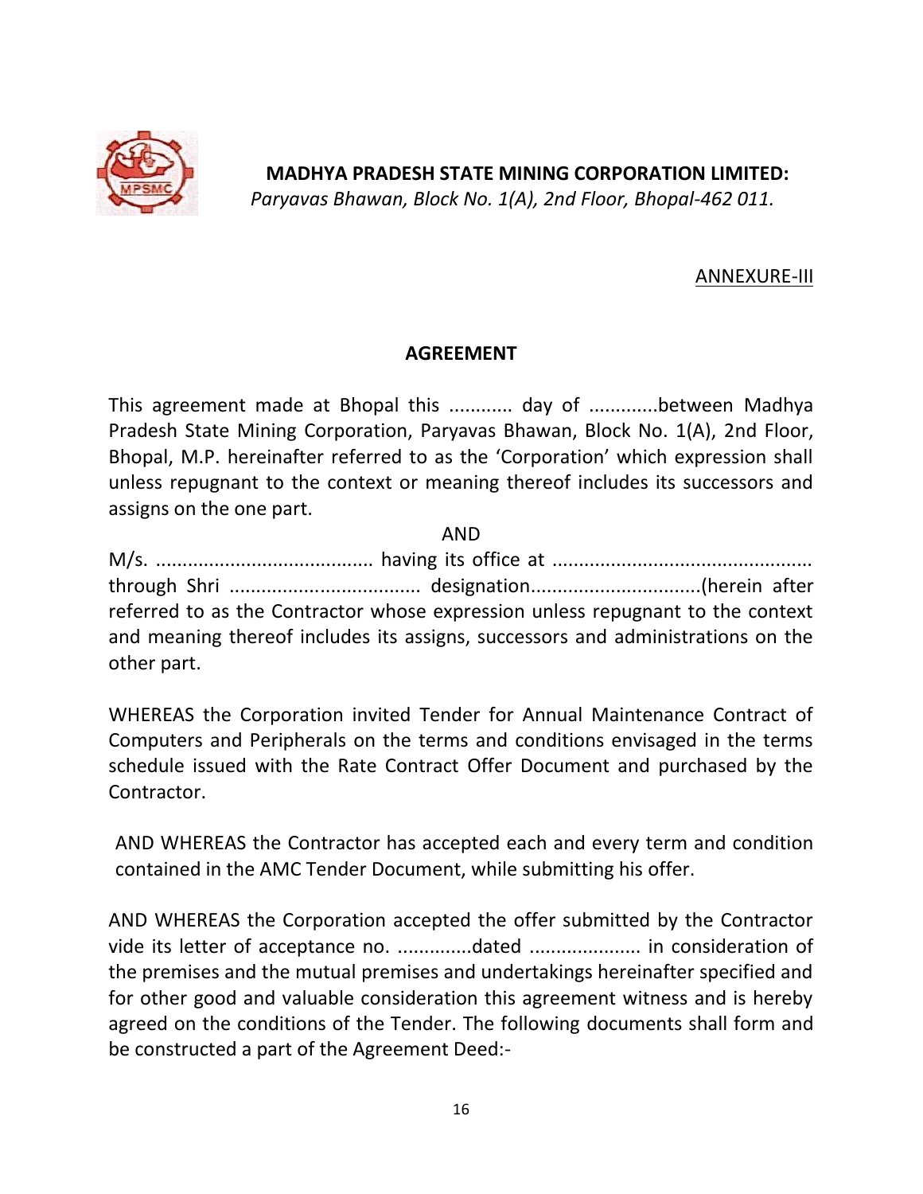**MADHYA PRADESH STATE MINING CORPORATION LIMITED:**
*Paryavas Bhawan, Block No. 1(A), 2nd Floor, Bhopal-462 011.*

ANNEXURE-III

## AGREEMENT

This agreement made at Bhopal this ............ day of .............between Madhya Pradesh State Mining Corporation, Paryavas Bhawan, Block No. 1(A), 2nd Floor, Bhopal, M.P. hereinafter referred to as the 'Corporation' which expression shall unless repugnant to the context or meaning thereof includes its successors and assigns on the one part.

AND

M/s. ........................................ having its office at ................................................ through Shri .................................... designation................................(herein after referred to as the Contractor whose expression unless repugnant to the context and meaning thereof includes its assigns, successors and administrations on the other part.

WHEREAS the Corporation invited Tender for Annual Maintenance Contract of Computers and Peripherals on the terms and conditions envisaged in the terms schedule issued with the Rate Contract Offer Document and purchased by the Contractor.

AND WHEREAS the Contractor has accepted each and every term and condition contained in the AMC Tender Document, while submitting his offer.

AND WHEREAS the Corporation accepted the offer submitted by the Contractor vide its letter of acceptance no. ..............dated .................... in consideration of the premises and the mutual premises and undertakings hereinafter specified and for other good and valuable consideration this agreement witness and is hereby agreed on the conditions of the Tender. The following documents shall form and be constructed a part of the Agreement Deed:-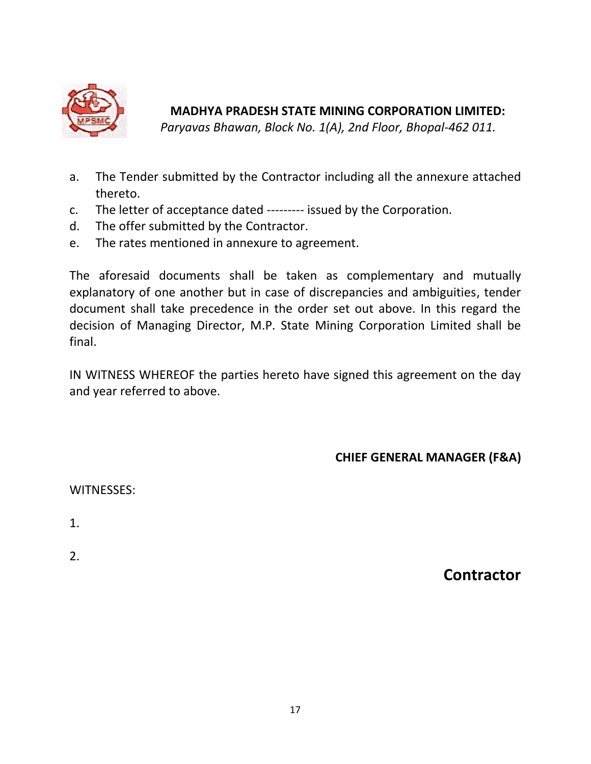**MADHYA PRADESH STATE MINING CORPORATION LIMITED:**
*Paryavas Bhawan, Block No. 1(A), 2nd Floor, Bhopal-462 011.*

a. The Tender submitted by the Contractor including all the annexure attached thereto.
c. The letter of acceptance dated --------- issued by the Corporation.
d. The offer submitted by the Contractor.
e. The rates mentioned in annexure to agreement.

The aforesaid documents shall be taken as complementary and mutually explanatory of one another but in case of discrepancies and ambiguities, tender document shall take precedence in the order set out above. In this regard the decision of Managing Director, M.P. State Mining Corporation Limited shall be final.

IN WITNESS WHEREOF the parties hereto have signed this agreement on the day and year referred to above.

**CHIEF GENERAL MANAGER (F&A)**

WITNESSES:

1.

2.

**Contractor**